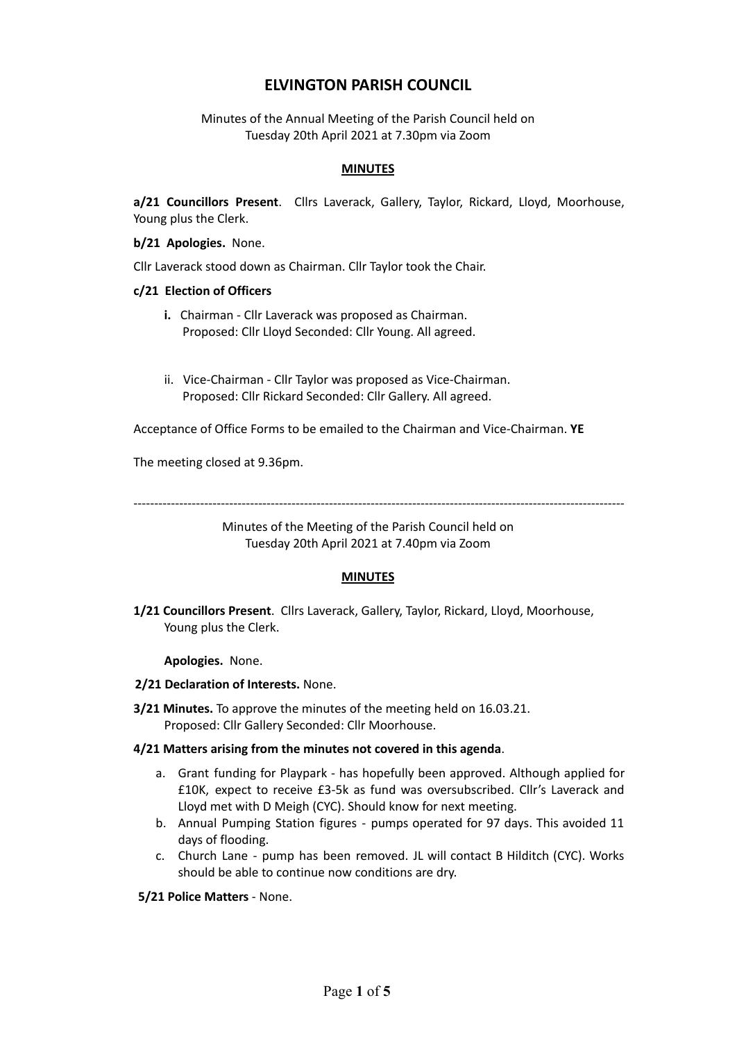# ELVINGTON PARISH COUNCIL

Minutes of the Annual Meeting of the Parish Council held on
Tuesday 20th April 2021 at 7.30pm via Zoom

## MINUTES

**a/21 Councillors Present**. Cllrs Laverack, Gallery, Taylor, Rickard, Lloyd, Moorhouse, Young plus the Clerk.

**b/21 Apologies.** None.

Cllr Laverack stood down as Chairman. Cllr Taylor took the Chair.

**c/21 Election of Officers**

i. Chairman - Cllr Laverack was proposed as Chairman.
   Proposed: Cllr Lloyd Seconded: Cllr Young. All agreed.

ii. Vice-Chairman - Cllr Taylor was proposed as Vice-Chairman.
   Proposed: Cllr Rickard Seconded: Cllr Gallery. All agreed.

Acceptance of Office Forms to be emailed to the Chairman and Vice-Chairman. **YE**

The meeting closed at 9.36pm.

---

Minutes of the Meeting of the Parish Council held on
Tuesday 20th April 2021 at 7.40pm via Zoom

## MINUTES

**1/21 Councillors Present**. Cllrs Laverack, Gallery, Taylor, Rickard, Lloyd, Moorhouse, Young plus the Clerk.

**Apologies.** None.

**2/21 Declaration of Interests.** None.

**3/21 Minutes.** To approve the minutes of the meeting held on 16.03.21.
Proposed: Cllr Gallery Seconded: Cllr Moorhouse.

**4/21 Matters arising from the minutes not covered in this agenda**.

a. Grant funding for Playpark - has hopefully been approved. Although applied for £10K, expect to receive £3-5k as fund was oversubscribed. Cllr's Laverack and Lloyd met with D Meigh (CYC). Should know for next meeting.
b. Annual Pumping Station figures - pumps operated for 97 days. This avoided 11 days of flooding.
c. Church Lane - pump has been removed. JL will contact B Hilditch (CYC). Works should be able to continue now conditions are dry.

**5/21 Police Matters** - None.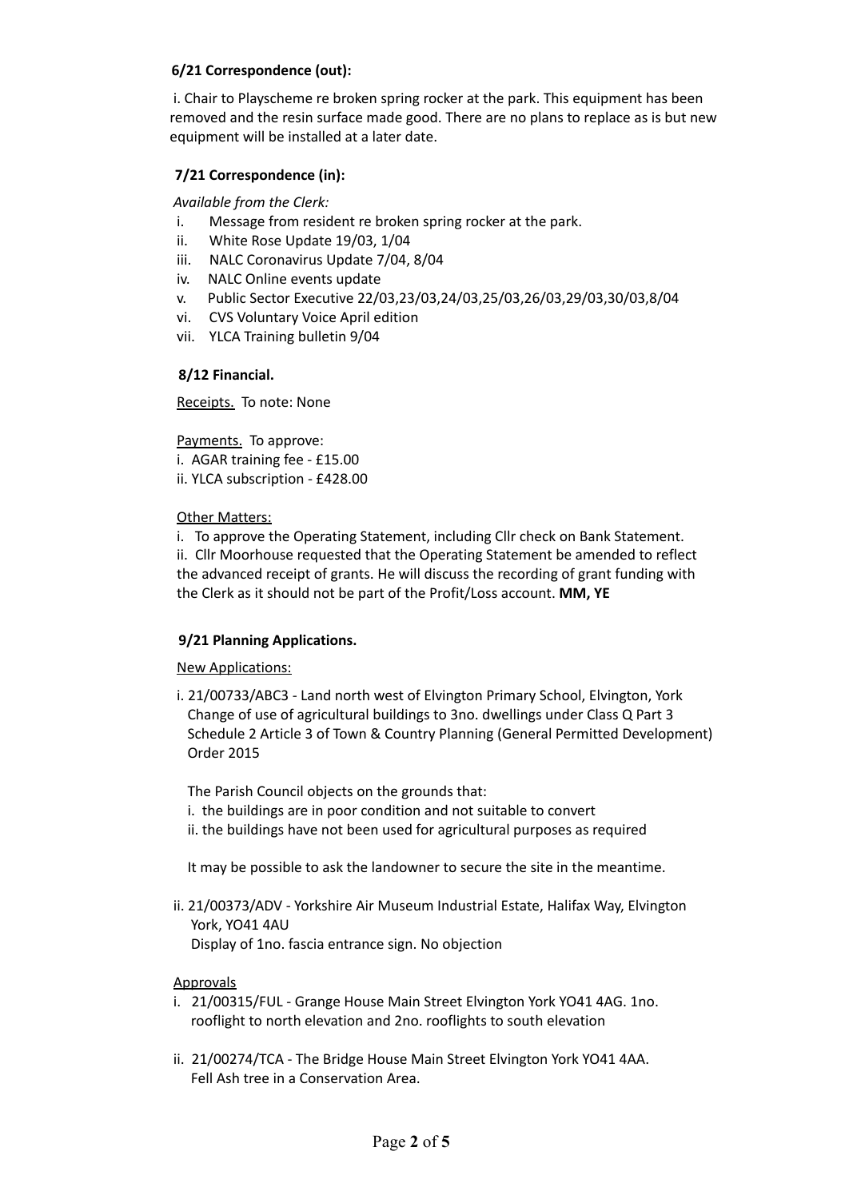**6/21 Correspondence (out):**

i. Chair to Playscheme re broken spring rocker at the park. This equipment has been removed and the resin surface made good. There are no plans to replace as is but new equipment will be installed at a later date.

**7/21 Correspondence (in):**

*Available from the Clerk:*

i. Message from resident re broken spring rocker at the park.
ii. White Rose Update 19/03, 1/04
iii. NALC Coronavirus Update 7/04, 8/04
iv. NALC Online events update
v. Public Sector Executive 22/03,23/03,24/03,25/03,26/03,29/03,30/03,8/04
vi. CVS Voluntary Voice April edition
vii. YLCA Training bulletin 9/04

**8/12 Financial.**

Receipts. To note: None

Payments. To approve:
i. AGAR training fee - £15.00
ii. YLCA subscription - £428.00

Other Matters:

i. To approve the Operating Statement, including Cllr check on Bank Statement.
ii. Cllr Moorhouse requested that the Operating Statement be amended to reflect the advanced receipt of grants. He will discuss the recording of grant funding with the Clerk as it should not be part of the Profit/Loss account. **MM, YE**

**9/21 Planning Applications.**

New Applications:

i. 21/00733/ABC3 - Land north west of Elvington Primary School, Elvington, York Change of use of agricultural buildings to 3no. dwellings under Class Q Part 3 Schedule 2 Article 3 of Town & Country Planning (General Permitted Development) Order 2015

The Parish Council objects on the grounds that:
i. the buildings are in poor condition and not suitable to convert
ii. the buildings have not been used for agricultural purposes as required

It may be possible to ask the landowner to secure the site in the meantime.

ii. 21/00373/ADV - Yorkshire Air Museum Industrial Estate, Halifax Way, Elvington York, YO41 4AU
Display of 1no. fascia entrance sign. No objection

Approvals

i. 21/00315/FUL - Grange House Main Street Elvington York YO41 4AG. 1no. rooflight to north elevation and 2no. rooflights to south elevation

ii. 21/00274/TCA - The Bridge House Main Street Elvington York YO41 4AA. Fell Ash tree in a Conservation Area.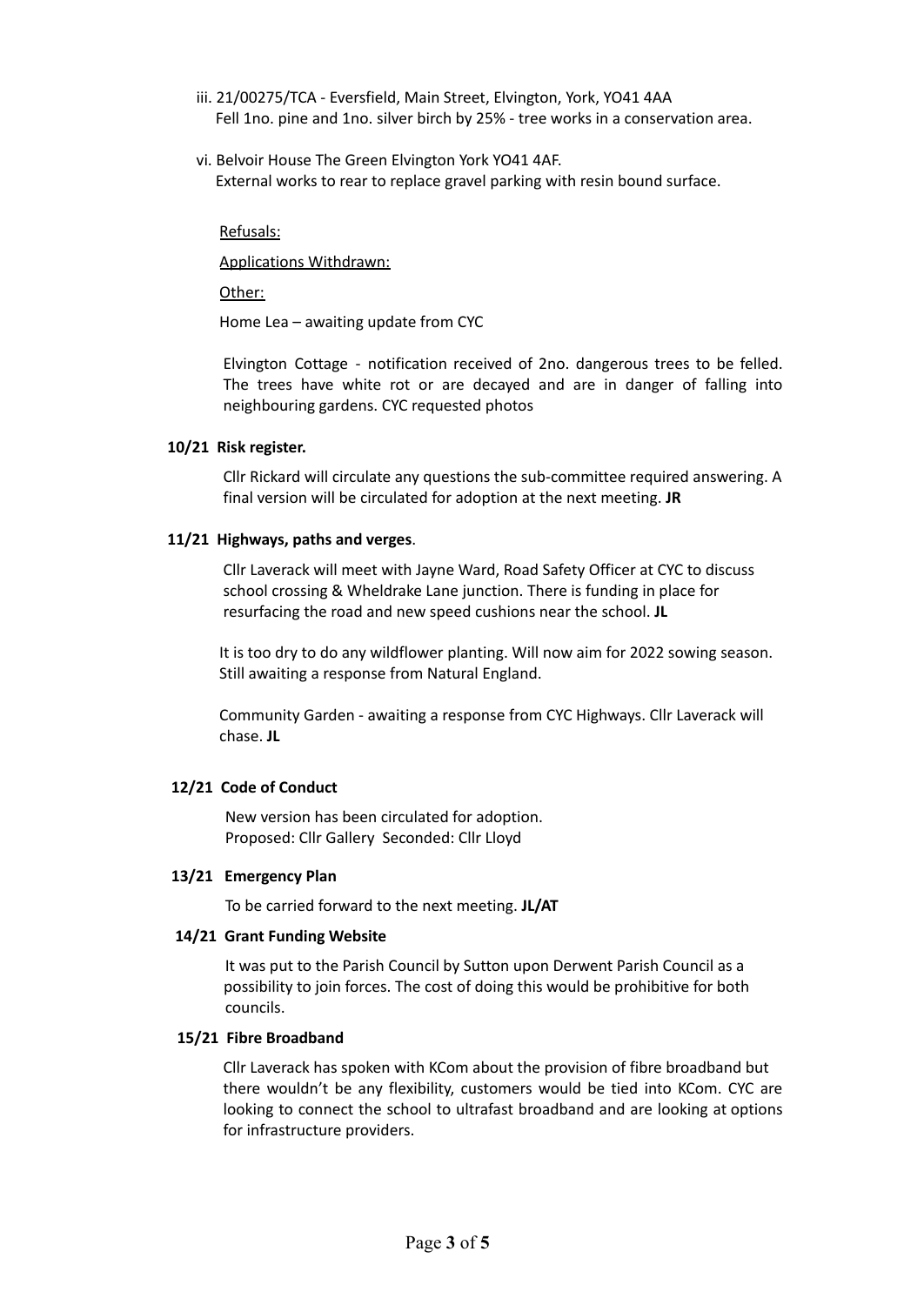iii. 21/00275/TCA - Eversfield, Main Street, Elvington, York, YO41 4AA
Fell 1no. pine and 1no. silver birch by 25% - tree works in a conservation area.

vi. Belvoir House The Green Elvington York YO41 4AF.
External works to rear to replace gravel parking with resin bound surface.

Refusals:

Applications Withdrawn:

Other:

Home Lea – awaiting update from CYC

Elvington Cottage - notification received of 2no. dangerous trees to be felled. The trees have white rot or are decayed and are in danger of falling into neighbouring gardens. CYC requested photos

**10/21 Risk register.**

Cllr Rickard will circulate any questions the sub-committee required answering. A final version will be circulated for adoption at the next meeting. **JR**

**11/21 Highways, paths and verges**.

Cllr Laverack will meet with Jayne Ward, Road Safety Officer at CYC to discuss school crossing & Wheldrake Lane junction. There is funding in place for resurfacing the road and new speed cushions near the school. **JL**

It is too dry to do any wildflower planting. Will now aim for 2022 sowing season. Still awaiting a response from Natural England.

Community Garden - awaiting a response from CYC Highways. Cllr Laverack will chase. **JL**

**12/21 Code of Conduct**

New version has been circulated for adoption.
Proposed: Cllr Gallery Seconded: Cllr Lloyd

**13/21 Emergency Plan**

To be carried forward to the next meeting. **JL/AT**

**14/21 Grant Funding Website**

It was put to the Parish Council by Sutton upon Derwent Parish Council as a possibility to join forces. The cost of doing this would be prohibitive for both councils.

**15/21 Fibre Broadband**

Cllr Laverack has spoken with KCom about the provision of fibre broadband but there wouldn't be any flexibility, customers would be tied into KCom. CYC are looking to connect the school to ultrafast broadband and are looking at options for infrastructure providers.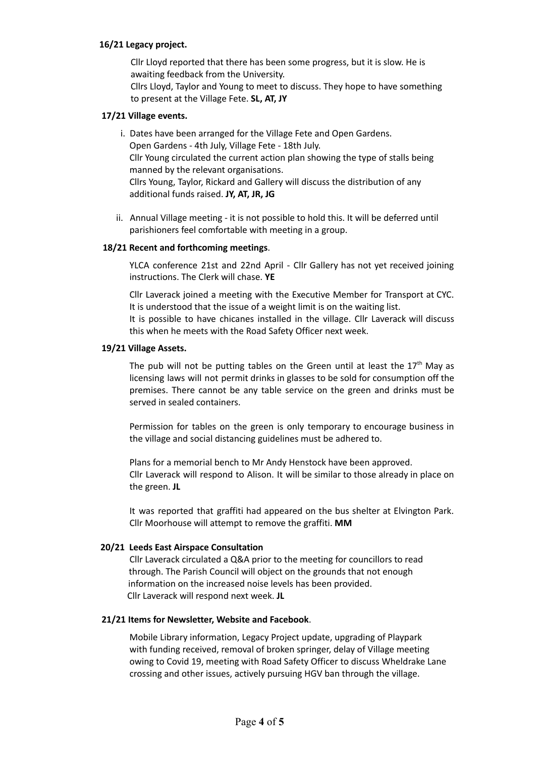**16/21 Legacy project.**

Cllr Lloyd reported that there has been some progress, but it is slow. He is awaiting feedback from the University.
Cllrs Lloyd, Taylor and Young to meet to discuss. They hope to have something to present at the Village Fete. **SL, AT, JY**

**17/21 Village events.**

i. Dates have been arranged for the Village Fete and Open Gardens.
   Open Gardens - 4th July, Village Fete - 18th July.
   Cllr Young circulated the current action plan showing the type of stalls being manned by the relevant organisations.
   Cllrs Young, Taylor, Rickard and Gallery will discuss the distribution of any additional funds raised. **JY, AT, JR, JG**

ii. Annual Village meeting - it is not possible to hold this. It will be deferred until parishioners feel comfortable with meeting in a group.

**18/21 Recent and forthcoming meetings**.

YLCA conference 21st and 22nd April - Cllr Gallery has not yet received joining instructions. The Clerk will chase. **YE**

Cllr Laverack joined a meeting with the Executive Member for Transport at CYC. It is understood that the issue of a weight limit is on the waiting list.
It is possible to have chicanes installed in the village. Cllr Laverack will discuss this when he meets with the Road Safety Officer next week.

**19/21 Village Assets.**

The pub will not be putting tables on the Green until at least the 17th May as licensing laws will not permit drinks in glasses to be sold for consumption off the premises. There cannot be any table service on the green and drinks must be served in sealed containers.

Permission for tables on the green is only temporary to encourage business in the village and social distancing guidelines must be adhered to.

Plans for a memorial bench to Mr Andy Henstock have been approved.
Cllr Laverack will respond to Alison. It will be similar to those already in place on the green. **JL**

It was reported that graffiti had appeared on the bus shelter at Elvington Park. Cllr Moorhouse will attempt to remove the graffiti. **MM**

**20/21 Leeds East Airspace Consultation**

Cllr Laverack circulated a Q&A prior to the meeting for councillors to read through. The Parish Council will object on the grounds that not enough information on the increased noise levels has been provided.
Cllr Laverack will respond next week. **JL**

**21/21 Items for Newsletter, Website and Facebook**.

Mobile Library information, Legacy Project update, upgrading of Playpark with funding received, removal of broken springer, delay of Village meeting owing to Covid 19, meeting with Road Safety Officer to discuss Wheldrake Lane crossing and other issues, actively pursuing HGV ban through the village.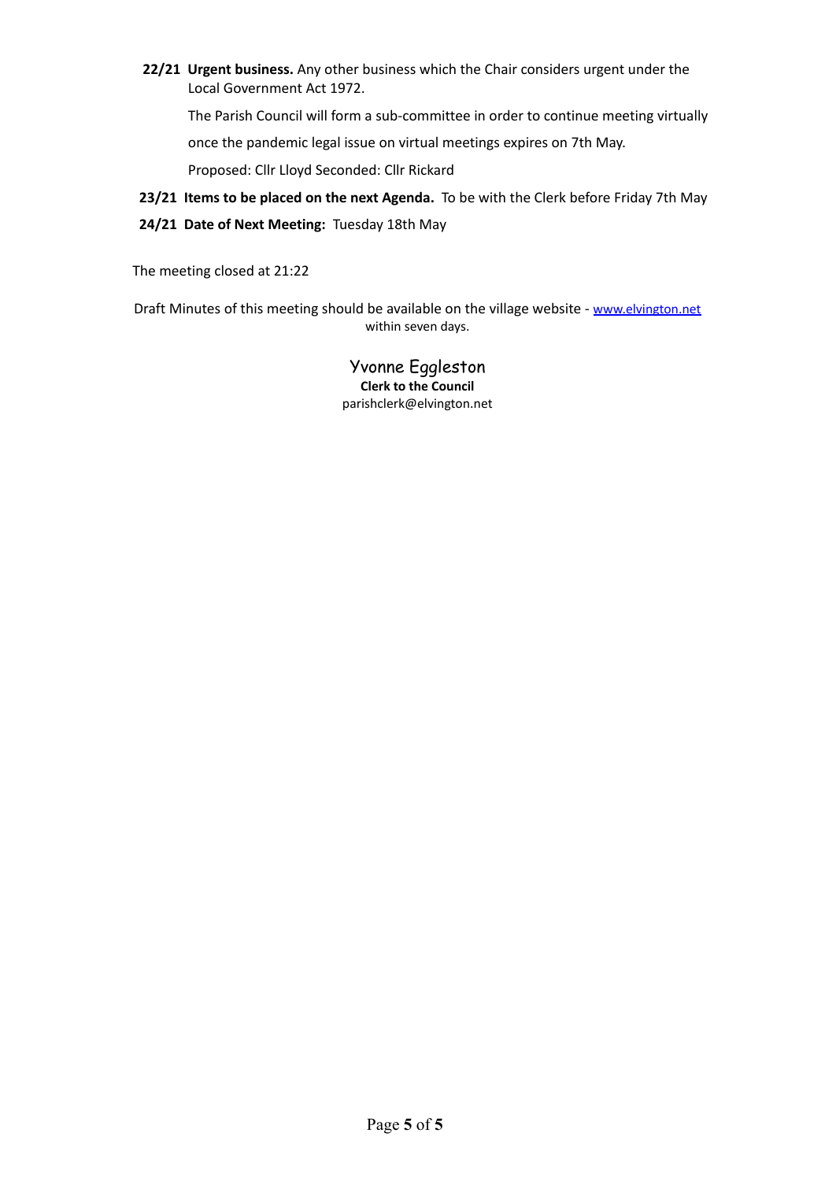**22/21 Urgent business.** Any other business which the Chair considers urgent under the Local Government Act 1972.

The Parish Council will form a sub-committee in order to continue meeting virtually once the pandemic legal issue on virtual meetings expires on 7th May.

Proposed: Cllr Lloyd Seconded: Cllr Rickard

**23/21 Items to be placed on the next Agenda.** To be with the Clerk before Friday 7th May

**24/21 Date of Next Meeting:** Tuesday 18th May

The meeting closed at 21:22

Draft Minutes of this meeting should be available on the village website - www.elvington.net within seven days.

Yvonne Eggleston
**Clerk to the Council**
parishclerk@elvington.net